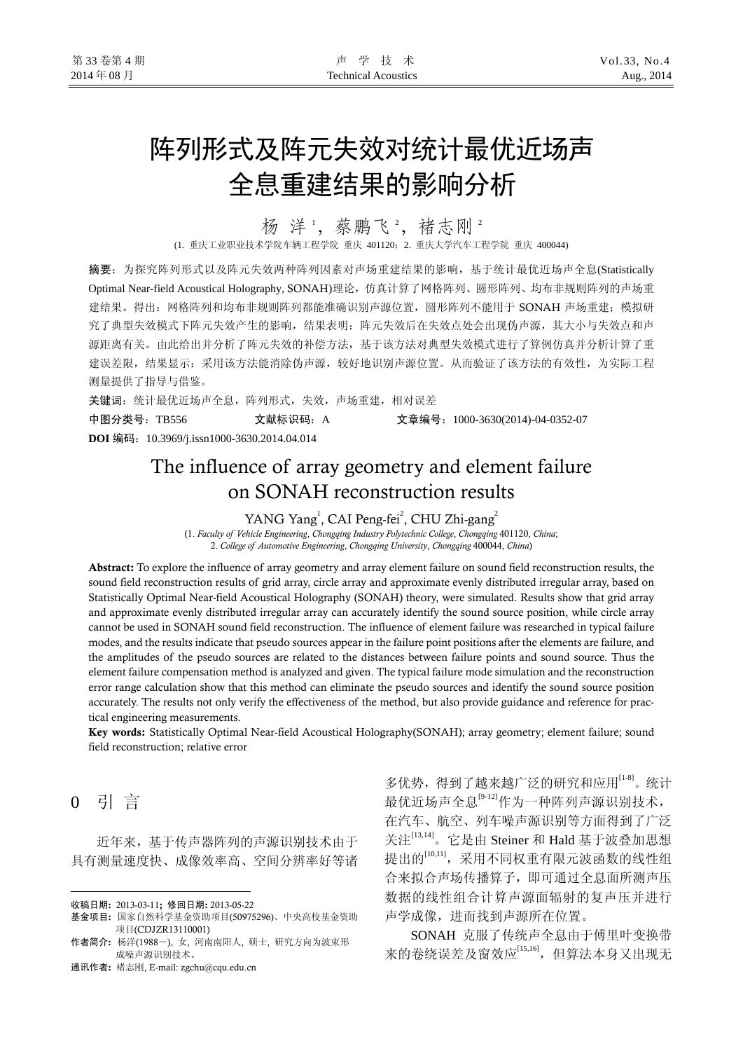# 阵列形式及阵元失效对统计最优近场声全息重建结果的影响分析

杨 洋[1]，蔡鹏飞[2]，褚志刚[2]

(1. 重庆工业职业技术学院车辆工程学院 重庆 401120；2. 重庆大学汽车工程学院 重庆 400044)

**摘要**：为探究阵列形式以及阵元失效两种阵列因素对声场重建结果的影响，基于统计最优近场声全息(Statistically Optimal Near-field Acoustical Holography, SONAH)理论，仿真计算了网格阵列、圆形阵列、均布非规则阵列的声场重建结果。得出：网格阵列和均布非规则阵列都能准确识别声源位置，圆形阵列不能用于 SONAH 声场重建；模拟研究了典型失效模式下阵元失效产生的影响，结果表明：阵元失效后在失效点处会出现伪声源，其大小与失效点和声源距离有关。由此给出并分析了阵元失效的补偿方法，基于该方法对典型失效模式进行了算例仿真并分析计算了重建误差限，结果显示：采用该方法能消除伪声源，较好地识别声源位置。从而验证了该方法的有效性，为实际工程测量提供了指导与借鉴。

**关键词**：统计最优近场声全息，阵列形式，失效，声场重建，相对误差

**中图分类号**：TB556　　**文献标识码**：A　　**文章编号**：1000-3630(2014)-04-0352-07

**DOI 编码**：10.3969/j.issn1000-3630.2014.04.014

# The influence of array geometry and element failure on SONAH reconstruction results

YANG Yang[1], CAI Peng-fei[2], CHU Zhi-gang[2]

(1. *Faculty of Vehicle Engineering*, *Chongqing Industry Polytechnic College*, *Chongqing* 401120, *China*;
2. *College of Automotive Engineering*, *Chongqing University*, *Chongqing* 400044, *China*)

**Abstract:** To explore the influence of array geometry and array element failure on sound field reconstruction results, the sound field reconstruction results of grid array, circle array and approximate evenly distributed irregular array, based on Statistically Optimal Near-field Acoustical Holography (SONAH) theory, were simulated. Results show that grid array and approximate evenly distributed irregular array can accurately identify the sound source position, while circle array cannot be used in SONAH sound field reconstruction. The influence of element failure was researched in typical failure modes, and the results indicate that pseudo sources appear in the failure point positions after the elements are failure, and the amplitudes of the pseudo sources are related to the distances between failure points and sound source. Thus the element failure compensation method is analyzed and given. The typical failure mode simulation and the reconstruction error range calculation show that this method can eliminate the pseudo sources and identify the sound source position accurately. The results not only verify the effectiveness of the method, but also provide guidance and reference for practical engineering measurements.

**Key words:** Statistically Optimal Near-field Acoustical Holography(SONAH); array geometry; element failure; sound field reconstruction; relative error

## 0 引 言

近年来，基于传声器阵列的声源识别技术由于具有测量速度快、成像效率高、空间分辨率好等诸多优势，得到了越来越广泛的研究和应用[1-8]。统计最优近场声全息[9-12]作为一种阵列声源识别技术，在汽车、航空、列车噪声源识别等方面得到了广泛关注[13,14]。它是由 Steiner 和 Hald 基于波叠加思想提出的[10,11]，采用不同权重有限元波函数的线性组合来拟合声场传播算子，即可通过全息面所测声压数据的线性组合计算声源面辐射的复声压并进行声学成像，进而找到声源所在位置。

SONAH 克服了传统声全息由于傅里叶变换带来的卷绕误差及窗效应[15,16]，但算法本身又出现无

---

**收稿日期**：2013-03-11；**修回日期**：2013-05-22

**基金项目**：国家自然科学基金资助项目(50975296)、中央高校基金资助项目(CDJZR13110001)

**作者简介**：杨洋(1988－)，女，河南南阳人，硕士，研究方向为波束形成噪声源识别技术。

**通讯作者**：褚志刚，E-mail: zgchu@cqu.edu.cn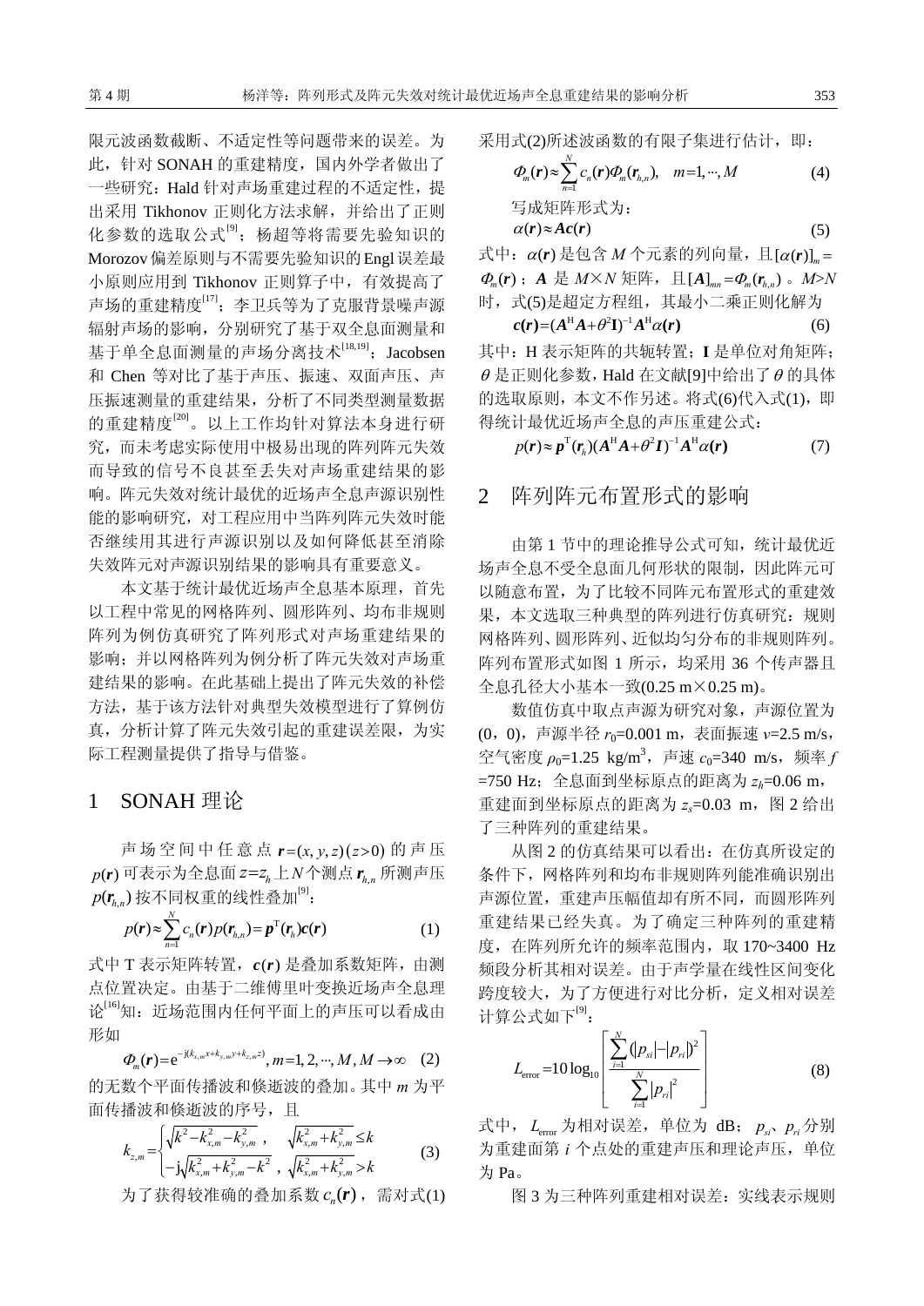限元波函数截断、不适定性等问题带来的误差。为此，针对 SONAH 的重建精度，国内外学者做出了一些研究：Hald 针对声场重建过程的不适定性，提出采用 Tikhonov 正则化方法求解，并给出了正则化参数的选取公式[9]；杨超等将需要先验知识的 Morozov 偏差原则与不需要先验知识的 Engl 误差最小原则应用到 Tikhonov 正则算子中，有效提高了声场的重建精度[17]；李卫兵等为了克服背景噪声源辐射声场的影响，分别研究了基于双全息面测量和基于单全息面测量的声场分离技术[18,19]；Jacobsen 和 Chen 等对比了基于声压、振速、双面声压、声压振速测量的重建结果，分析了不同类型测量数据的重建精度[20]。以上工作均针对算法本身进行研究，而未考虑实际使用中极易出现的阵列阵元失效而导致的信号不良甚至丢失对声场重建结果的影响。阵元失效对统计最优的近场声全息声源识别性能的影响研究，对工程应用中当阵列阵元失效时能否继续用其进行声源识别以及如何降低甚至消除失效阵元对声源识别结果的影响具有重要意义。

本文基于统计最优近场声全息基本原理，首先以工程中常见的网格阵列、圆形阵列、均布非规则阵列为例仿真研究了阵列形式对声场重建结果的影响；并以网格阵列为例分析了阵元失效对声场重建结果的影响。在此基础上提出了阵元失效的补偿方法，基于该方法针对典型失效模型进行了算例仿真，分析计算了阵元失效引起的重建误差限，为实际工程测量提供了指导与借鉴。

## 1 SONAH 理论

声场空间中任意点 $\boldsymbol{r}=(x,y,z)(z>0)$ 的声压 $p(\boldsymbol{r})$ 可表示为全息面 $z=z_h$ 上 $N$ 个测点 $\boldsymbol{r}_{h,n}$ 所测声压 $p(\boldsymbol{r}_{h,n})$ 按不同权重的线性叠加[9]：

$$p(\boldsymbol{r})\approx\sum_{n=1}^{N}c_n(\boldsymbol{r})p(\boldsymbol{r}_{h,n})=\boldsymbol{p}^{\mathrm{T}}(\boldsymbol{r}_h)\boldsymbol{c}(\boldsymbol{r}) \tag{1}$$

式中 T 表示矩阵转置，$\boldsymbol{c}(\boldsymbol{r})$ 是叠加系数矩阵，由测点位置决定。由基于二维傅里叶变换近场声全息理论[16]知：近场范围内任何平面上的声压可以看成由形如

$$\Phi_m(\boldsymbol{r})=\mathrm{e}^{-\mathrm{j}(k_{x,m}x+k_{y,m}y+k_{z,m}z)}, m=1,2,\cdots,M, M\to\infty \tag{2}$$

的无数个平面传播波和倏逝波的叠加。其中 $m$ 为平面传播波和倏逝波的序号，且

$$k_{z,m}=\begin{cases}\sqrt{k^2-k_{x,m}^2-k_{y,m}^2}\ , & \sqrt{k_{x,m}^2+k_{y,m}^2}\le k\\ -\mathrm{j}\sqrt{k_{x,m}^2+k_{y,m}^2-k^2}\ , & \sqrt{k_{x,m}^2+k_{y,m}^2}>k\end{cases} \tag{3}$$

为了获得较准确的叠加系数 $c_n(\boldsymbol{r})$，需对式(1)采用式(2)所述波函数的有限子集进行估计，即：

$$\Phi_m(\boldsymbol{r})\approx\sum_{n=1}^{N}c_n(\boldsymbol{r})\Phi_m(\boldsymbol{r}_{h,n}),\quad m=1,\cdots,M \tag{4}$$

写成矩阵形式为：

$$\alpha(\boldsymbol{r})\approx\boldsymbol{A}\boldsymbol{c}(\boldsymbol{r}) \tag{5}$$

式中：$\alpha(\boldsymbol{r})$ 是包含 $M$ 个元素的列向量，且 $[\alpha(\boldsymbol{r})]_m=\Phi_m(\boldsymbol{r})$；$\boldsymbol{A}$ 是 $M\times N$ 矩阵，且 $[\boldsymbol{A}]_{mn}=\Phi_m(\boldsymbol{r}_{h,n})$。$M>N$ 时，式(5)是超定方程组，其最小二乘正则化解为

$$\boldsymbol{c}(\boldsymbol{r})=(\boldsymbol{A}^{\mathrm{H}}\boldsymbol{A}+\theta^2\mathbf{I})^{-1}\boldsymbol{A}^{\mathrm{H}}\alpha(\boldsymbol{r}) \tag{6}$$

其中：H 表示矩阵的共轭转置；$\mathbf{I}$ 是单位对角矩阵；$\theta$ 是正则化参数，Hald 在文献[9]中给出了 $\theta$ 的具体的选取原则，本文不作另述。将式(6)代入式(1)，即得统计最优近场声全息的声压重建公式：

$$p(\boldsymbol{r})\approx\boldsymbol{p}^{\mathrm{T}}(\boldsymbol{r}_h)(\boldsymbol{A}^{\mathrm{H}}\boldsymbol{A}+\theta^2\boldsymbol{I})^{-1}\boldsymbol{A}^{\mathrm{H}}\alpha(\boldsymbol{r}) \tag{7}$$

## 2 阵列阵元布置形式的影响

由第 1 节中的理论推导公式可知，统计最优近场声全息不受全息面几何形状的限制，因此阵元可以随意布置，为了比较不同阵元布置形式的重建效果，本文选取三种典型的阵列进行仿真研究：规则网格阵列、圆形阵列、近似均匀分布的非规则阵列。阵列布置形式如图 1 所示，均采用 36 个传声器且全息孔径大小基本一致(0.25 m×0.25 m)。

数值仿真中取点声源为研究对象，声源位置为(0，0)，声源半径 $r_0$=0.001 m，表面振速 $v$=2.5 m/s，空气密度 $\rho_0$=1.25 kg/m$^3$，声速 $c_0$=340 m/s，频率 $f$=750 Hz；全息面到坐标原点的距离为 $z_h$=0.06 m，重建面到坐标原点的距离为 $z_s$=0.03 m，图 2 给出了三种阵列的重建结果。

从图 2 的仿真结果可以看出：在仿真所设定的条件下，网格阵列和均布非规则阵列能准确识别出声源位置，重建声压幅值却有所不同，而圆形阵列重建结果已经失真。为了确定三种阵列的重建精度，在阵列所允许的频率范围内，取 170~3400 Hz 频段分析其相对误差。由于声学量在线性区间变化跨度较大，为了方便进行对比分析，定义相对误差计算公式如下[9]：

$$L_{\mathrm{error}}=10\log_{10}\left[\frac{\sum_{i=1}^{N}(|p_{si}|-|p_{ri}|)^2}{\sum_{i=1}^{N}|p_{ri}|^2}\right] \tag{8}$$

式中，$L_{\mathrm{error}}$ 为相对误差，单位为 dB；$p_{si}$、$p_{ri}$ 分别为重建面第 $i$ 个点处的重建声压和理论声压，单位为 Pa。

图 3 为三种阵列重建相对误差：实线表示规则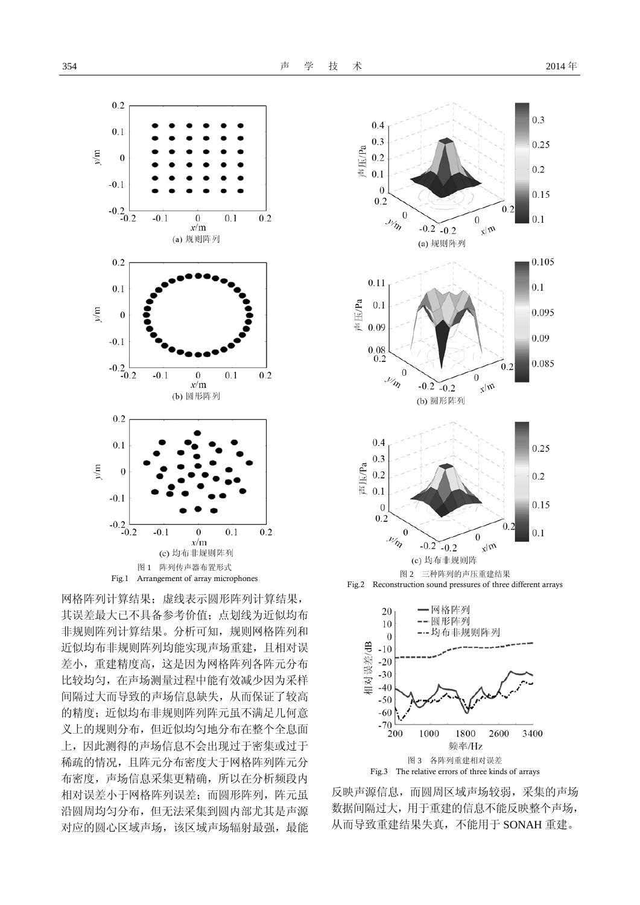0.2
0.1
y/m 0
-0.1
-0.2
-0.2 -0.1 0 0.1 0.2
x/m
(a) 规则阵列

0.2
0.1
y/m 0
-0.1
-0.2
-0.2 -0.1 0 0.1 0.2
x/m
(b) 圆形阵列

0.2
0.1
y/m 0
-0.1
-0.2
-0.2 -0.1 0 0.1 0.2
x/m
(c) 均布非规则阵列

图 1 阵列传声器布置形式
Fig.1 Arrangement of array microphones

0.4 0.3 0.2 0.1 0
声压/Pa
0.2 0 -0.2 y/m
-0.2 0 0.2 x/m
0.3 0.25 0.2 0.15 0.1
(a) 规则阵列

0.11 0.1 0.09 0.08
声压/Pa
0.2 0 -0.2 y/m
-0.2 0 0.2 x/m
0.105 0.1 0.095 0.09 0.085
(b) 圆形阵列

0.4 0.3 0.2 0.1 0
声压/Pa
0.2 0 -0.2 y/m
-0.2 0 0.2 x/m
0.25 0.2 0.15 0.1
(c) 均布非规则阵

图 2 三种阵列的声压重建结果
Fig.2 Reconstruction sound pressures of three different arrays

网格阵列计算结果；虚线表示圆形阵列计算结果，其误差最大已不具备参考价值；点划线为近似均布非规则阵列计算结果。分析可知，规则网格阵列和近似均布非规则阵列均能实现声场重建，且相对误差小，重建精度高，这是因为网格阵列各阵元分布比较均匀，在声场测量过程中能有效减少因为采样间隔过大而导致的声场信息缺失，从而保证了较高的精度；近似均布非规则阵列阵元虽不满足几何意义上的规则分布，但近似均匀地分布在整个全息面上，因此测得的声场信息不会出现过于密集或过于稀疏的情况，且阵元分布密度大于网格阵列阵元分布密度，声场信息采集更精确，所以在分析频段内相对误差小于网格阵列误差；而圆形阵列，阵元虽沿圆周均匀分布，但无法采集到圆内部尤其是声源对应的圆心区域声场，该区域声场辐射最强，最能

20
10
0
-10
-20
-30
-40
-50
-60
-70
相对误差/dB
200 1000 1800 2600 3400
频率/Hz
网格阵列
圆形阵列
均布非规则阵列

图 3 各阵列重建相对误差
Fig.3 The relative errors of three kinds of arrays

反映声源信息，而圆周区域声场较弱，采集的声场数据间隔过大，用于重建的信息不能反映整个声场，从而导致重建结果失真，不能用于 SONAH 重建。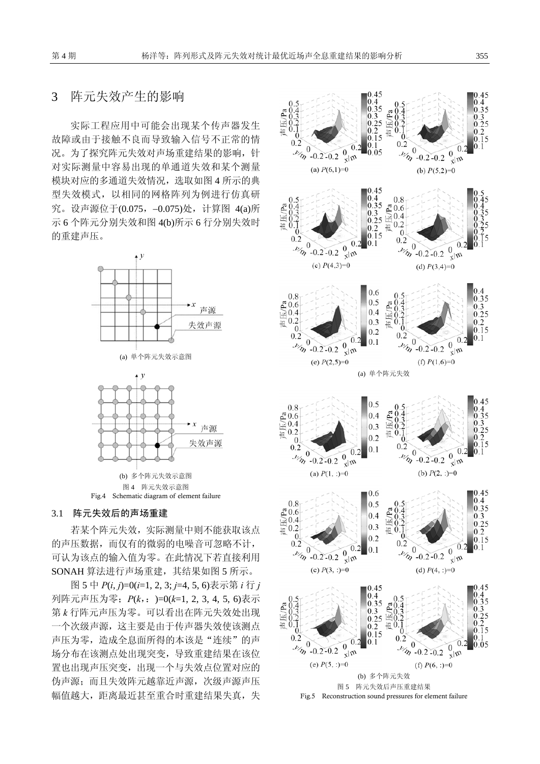# 3　阵元失效产生的影响

实际工程应用中可能会出现某个传声器发生故障或由于接触不良而导致输入信号不正常的情况。为了探究阵元失效对声场重建结果的影响，针对实际测量中容易出现的单通道失效和某个测量模块对应的多通道失效情况，选取如图 4 所示的典型失效模式，以相同的网格阵列为例进行仿真研究。设声源位于(0.075，–0.075)处，计算图 4(a)所示 6 个阵元分别失效和图 4(b)所示 6 行分别失效时的重建声压。

y
x
声源
失效声源

(a) 单个阵元失效示意图

y
x
声源
失效声源

(b) 多个阵元失效示意图

图 4　阵元失效示意图

Fig.4　Schematic diagram of element failure

## 3.1　阵元失效后的声场重建

若某个阵元失效，实际测量中则不能获取该点的声压数据，而仅有的微弱的电噪音可忽略不计，可认为该点的输入值为零。在此情况下若直接利用 SONAH 算法进行声场重建，其结果如图 5 所示。

图 5 中 $P(i, j)=0(i=1, 2, 3; j=4, 5, 6)$表示第 $i$ 行 $j$ 列阵元声压为零；$P(k, :)=0(k=1, 2, 3, 4, 5, 6)$表示第 $k$ 行阵元声压为零。可以看出在阵元失效处出现一个次级声源，这主要是由于传声器失效使该测点声压为零，造成全息面所得的本该是“连续”的声场分布在该测点处出现突变，导致重建结果在该位置也出现声压突变，出现一个与失效点位置对应的伪声源；而且失效阵元越靠近声源，次级声源声压幅值越大，距离最近甚至重合时重建结果失真，失

声压/Pa
y/m
x/m

(a) $P(6,1)=0$

(b) $P(5,2)=0$

(c) $P(4,3)=0$

(d) $P(3,4)=0$

(e) $P(2,5)=0$

(f) $P(1,6)=0$

(a) 单个阵元失效

(a) $P(1, :)=0$

(b) $P(2, :)=0$

(c) $P(3, :)=0$

(d) $P(4, :)=0$

(e) $P(5, :)=0$

(f) $P(6, :)=0$

(b) 多个阵元失效

图 5　阵元失效后声压重建结果

Fig.5　Reconstruction sound pressures for element failure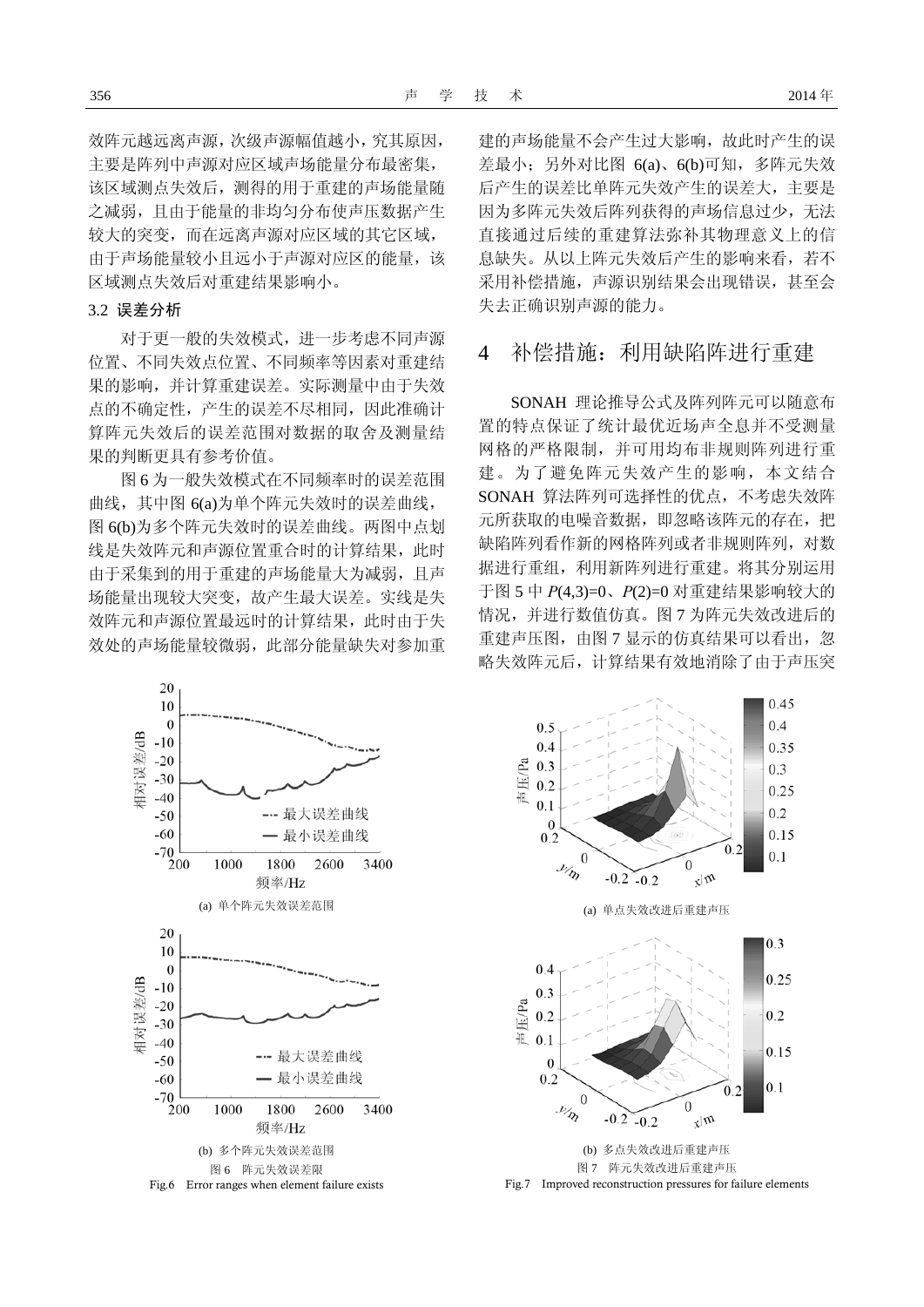效阵元越远离声源，次级声源幅值越小，究其原因，主要是阵列中声源对应区域声场能量分布最密集，该区域测点失效后，测得的用于重建的声场能量随之减弱，且由于能量的非均匀分布使声压数据产生较大的突变，而在远离声源对应区域的其它区域，由于声场能量较小且远小于声源对应区的能量，该区域测点失效后对重建结果影响小。

### 3.2 误差分析

对于更一般的失效模式，进一步考虑不同声源位置、不同失效点位置、不同频率等因素对重建结果的影响，并计算重建误差。实际测量中由于失效点的不确定性，产生的误差不尽相同，因此准确计算阵元失效后的误差范围对数据的取舍及测量结果的判断更具有参考价值。

图 6 为一般失效模式在不同频率时的误差范围曲线，其中图 6(a)为单个阵元失效时的误差曲线，图 6(b)为多个阵元失效时的误差曲线。两图中点划线是失效阵元和声源位置重合时的计算结果，此时由于采集到的用于重建的声场能量大为减弱，且声场能量出现较大突变，故产生最大误差。实线是失效阵元和声源位置最远时的计算结果，此时由于失效处的声场能量较微弱，此部分能量缺失对参加重建的声场能量不会产生过大影响，故此时产生的误差最小；另外对比图 6(a)、6(b)可知，多阵元失效后产生的误差比单阵元失效产生的误差大，主要是因为多阵元失效后阵列获得的声场信息过少，无法直接通过后续的重建算法弥补其物理意义上的信息缺失。从以上阵元失效后产生的影响来看，若不采用补偿措施，声源识别结果会出现错误，甚至会失去正确识别声源的能力。

相对误差/dB
20
10
0
-10
-20
-30
-40
-50
-60
-70
200 1000 1800 2600 3400
频率/Hz
最大误差曲线
最小误差曲线

(a) 单个阵元失效误差范围

相对误差/dB
20
10
0
-10
-20
-30
-40
-50
-60
-70
200 1000 1800 2600 3400
频率/Hz
最大误差曲线
最小误差曲线

(b) 多个阵元失效误差范围

图 6 阵元失效误差限

Fig.6 Error ranges when element failure exists

## 4 补偿措施：利用缺陷阵进行重建

SONAH 理论推导公式及阵列阵元可以随意布置的特点保证了统计最优近场声全息并不受测量网格的严格限制，并可用均布非规则阵列进行重建。为了避免阵元失效产生的影响，本文结合 SONAH 算法阵列可选择性的优点，不考虑失效阵元所获取的电噪音数据，即忽略该阵元的存在，把缺陷阵列看作新的网格阵列或者非规则阵列，对数据进行重组，利用新阵列进行重建。将其分别运用于图 5 中 $P(4,3)=0$、$P(2)=0$ 对重建结果影响较大的情况，并进行数值仿真。图 7 为阵元失效改进后的重建声压图，由图 7 显示的仿真结果可以看出，忽略失效阵元后，计算结果有效地消除了由于声压突

声压/Pa
0.5
0.4
0.3
0.2
0.1
0
0.2
0
-0.2
y/m
-0.2
0
0.2
x/m
0.45
0.4
0.35
0.3
0.25
0.2
0.15
0.1

(a) 单点失效改进后重建声压

声压/Pa
0.4
0.3
0.2
0.1
0
0.2
0
-0.2
y/m
-0.2
0
0.2
x/m
0.3
0.25
0.2
0.15
0.1

(b) 多点失效改进后重建声压

图 7 阵元失效改进后重建声压

Fig.7 Improved reconstruction pressures for failure elements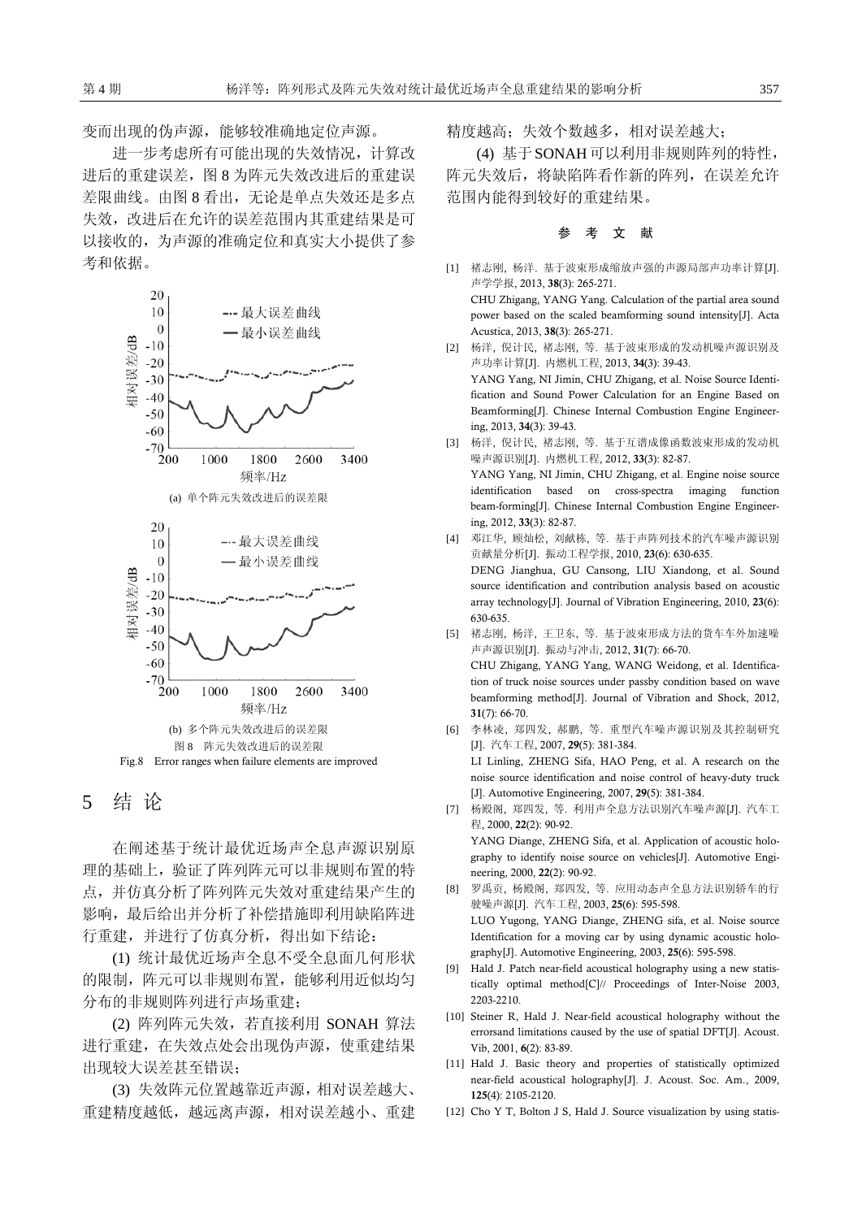变而出现的伪声源，能够较准确地定位声源。

进一步考虑所有可能出现的失效情况，计算改进后的重建误差，图 8 为阵元失效改进后的重建误差限曲线。由图 8 看出，无论是单点失效还是多点失效，改进后在允许的误差范围内其重建结果是可以接收的，为声源的准确定位和真实大小提供了参考和依据。

20
10
0
-10
-20
-30
-40
-50
-60
-70
相对误差/dB
200 1000 1800 2600 3400
频率/Hz
最大误差曲线
最小误差曲线

(a) 单个阵元失效改进后的误差限

20
10
0
-10
-20
-30
-40
-50
-60
-70
相对误差/dB
200 1000 1800 2600 3400
频率/Hz
最大误差曲线
最小误差曲线

(b) 多个阵元失效改进后的误差限

图 8 阵元失效改进后的误差限

Fig.8 Error ranges when failure elements are improved

## 5 结 论

在阐述基于统计最优近场声全息声源识别原理的基础上，验证了阵列阵元可以非规则布置的特点，并仿真分析了阵列阵元失效对重建结果产生的影响，最后给出并分析了补偿措施即利用缺陷阵进行重建，并进行了仿真分析，得出如下结论：

(1) 统计最优近场声全息不受全息面几何形状的限制，阵元可以非规则布置，能够利用近似均匀分布的非规则阵列进行声场重建；

(2) 阵列阵元失效，若直接利用 SONAH 算法进行重建，在失效点处会出现伪声源，使重建结果出现较大误差甚至错误；

(3) 失效阵元位置越靠近声源，相对误差越大、重建精度越低，越远离声源，相对误差越小、重建精度越高；失效个数越多，相对误差越大；

(4) 基于SONAH可以利用非规则阵列的特性，阵元失效后，将缺陷阵看作新的阵列，在误差允许范围内能得到较好的重建结果。

## 参 考 文 献

[1] 褚志刚, 杨洋. 基于波束形成缩放声强的声源局部声功率计算[J]. 声学学报, 2013, **38**(3): 265-271.
CHU Zhigang, YANG Yang. Calculation of the partial area sound power based on the scaled beamforming sound intensity[J]. Acta Acustica, 2013, **38**(3): 265-271.

[2] 杨洋, 倪计民, 褚志刚, 等. 基于波束形成的发动机噪声源识别及声功率计算[J]. 内燃机工程, 2013, **34**(3): 39-43.
YANG Yang, NI Jimin, CHU Zhigang, et al. Noise Source Identification and Sound Power Calculation for an Engine Based on Beamforming[J]. Chinese Internal Combustion Engine Engineering, 2013, **34**(3): 39-43.

[3] 杨洋, 倪计民, 褚志刚, 等. 基于互谱成像函数波束形成的发动机噪声源识别[J]. 内燃机工程, 2012, **33**(3): 82-87.
YANG Yang, NI Jimin, CHU Zhigang, et al. Engine noise source identification based on cross-spectra imaging function beam-forming[J]. Chinese Internal Combustion Engine Engineering, 2012, **33**(3): 82-87.

[4] 邓江华, 顾灿松, 刘献栋, 等. 基于声阵列技术的汽车噪声源识别贡献量分析[J]. 振动工程学报, 2010, **23**(6): 630-635.
DENG Jianghua, GU Cansong, LIU Xiandong, et al. Sound source identification and contribution analysis based on acoustic array technology[J]. Journal of Vibration Engineering, 2010, **23**(6): 630-635.

[5] 褚志刚, 杨洋, 王卫东, 等. 基于波束形成方法的货车车外加速噪声声源识别[J]. 振动与冲击, 2012, **31**(7): 66-70.
CHU Zhigang, YANG Yang, WANG Weidong, et al. Identification of truck noise sources under passby condition based on wave beamforming method[J]. Journal of Vibration and Shock, 2012, **31**(7): 66-70.

[6] 李林凌, 郑四发, 郝鹏, 等. 重型汽车噪声源识别及其控制研究[J]. 汽车工程, 2007, **29**(5): 381-384.
LI Linling, ZHENG Sifa, HAO Peng, et al. A research on the noise source identification and noise control of heavy-duty truck [J]. Automotive Engineering, 2007, **29**(5): 381-384.

[7] 杨殿阁, 郑四发, 等. 利用声全息方法识别汽车噪声源[J]. 汽车工程, 2000, **22**(2): 90-92.
YANG Diange, ZHENG Sifa, et al. Application of acoustic holography to identify noise source on vehicles[J]. Automotive Engineering, 2000, **22**(2): 90-92.

[8] 罗禹贡, 杨殿阁, 郑四发, 等. 应用动态声全息方法识别轿车的行驶噪声源[J]. 汽车工程, 2003, **25**(6): 595-598.
LUO Yugong, YANG Diange, ZHENG sifa, et al. Noise source Identification for a moving car by using dynamic acoustic holography[J]. Automotive Engineering, 2003, **25**(6): 595-598.

[9] Hald J. Patch near-field acoustical holography using a new statistically optimal method[C]// Proceedings of Inter-Noise 2003, 2203-2210.

[10] Steiner R, Hald J. Near-field acoustical holography without the errorsand limitations caused by the use of spatial DFT[J]. Acoust. Vib, 2001, **6**(2): 83-89.

[11] Hald J. Basic theory and properties of statistically optimized near-field acoustical holography[J]. J. Acoust. Soc. Am., 2009, **125**(4): 2105-2120.

[12] Cho Y T, Bolton J S, Hald J. Source visualization by using statis-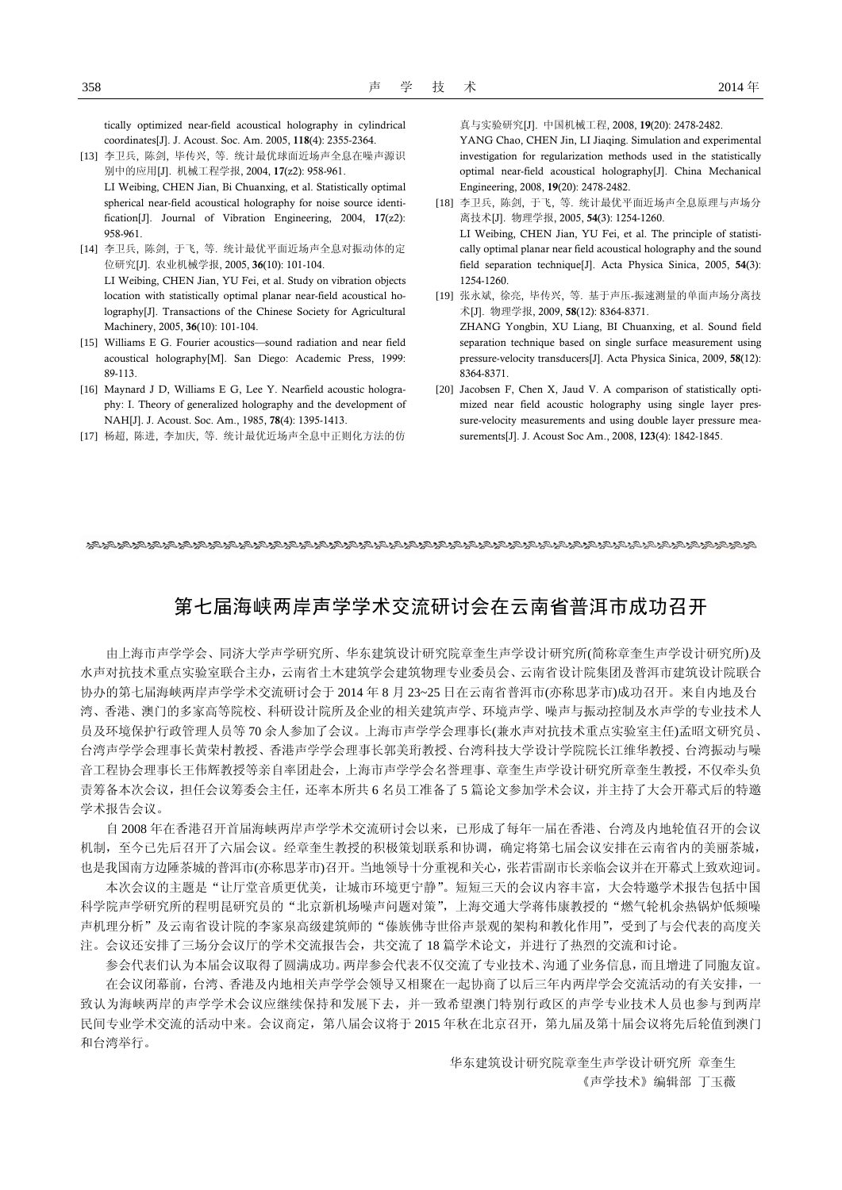tically optimized near-field acoustical holography in cylindrical coordinates[J]. J. Acoust. Soc. Am. 2005, **118**(4): 2355-2364.

[13] 李卫兵, 陈剑, 毕传兴, 等. 统计最优球面近场声全息在噪声源识别中的应用[J]. 机械工程学报, 2004, **17**(z2): 958-961.
LI Weibing, CHEN Jian, Bi Chuanxing, et al. Statistically optimal spherical near-field acoustical holography for noise source identification[J]. Journal of Vibration Engineering, 2004, **17**(z2): 958-961.

[14] 李卫兵, 陈剑, 于飞, 等. 统计最优平面近场声全息对振动体的定位研究[J]. 农业机械学报, 2005, **36**(10): 101-104.
LI Weibing, CHEN Jian, YU Fei, et al. Study on vibration objects location with statistically optimal planar near-field acoustical holography[J]. Transactions of the Chinese Society for Agricultural Machinery, 2005, **36**(10): 101-104.

[15] Williams E G. Fourier acoustics—sound radiation and near field acoustical holography[M]. San Diego: Academic Press, 1999: 89-113.

[16] Maynard J D, Williams E G, Lee Y. Nearfield acoustic holography: I. Theory of generalized holography and the development of NAH[J]. J. Acoust. Soc. Am., 1985, **78**(4): 1395-1413.

[17] 杨超, 陈进, 李加庆, 等. 统计最优近场声全息中正则化方法的仿真与实验研究[J]. 中国机械工程, 2008, **19**(20): 2478-2482.
YANG Chao, CHEN Jin, LI Jiaqing. Simulation and experimental investigation for regularization methods used in the statistically optimal near-field acoustical holography[J]. China Mechanical Engineering, 2008, **19**(20): 2478-2482.

[18] 李卫兵, 陈剑, 于飞, 等. 统计最优平面近场声全息原理与声场分离技术[J]. 物理学报, 2005, **54**(3): 1254-1260.
LI Weibing, CHEN Jian, YU Fei, et al. The principle of statistically optimal planar near field acoustical holography and the sound field separation technique[J]. Acta Physica Sinica, 2005, **54**(3): 1254-1260.

[19] 张永斌, 徐亮, 毕传兴, 等. 基于声压-振速测量的单面声场分离技术[J]. 物理学报, 2009, **58**(12): 8364-8371.
ZHANG Yongbin, XU Liang, BI Chuanxing, et al. Sound field separation technique based on single surface measurement using pressure-velocity transducers[J]. Acta Physica Sinica, 2009, **58**(12): 8364-8371.

[20] Jacobsen F, Chen X, Jaud V. A comparison of statistically optimized near field acoustic holography using single layer pressure-velocity measurements and using double layer pressure measurements[J]. J. Acoust Soc Am., 2008, **123**(4): 1842-1845.

# 第七届海峡两岸声学学术交流研讨会在云南省普洱市成功召开

由上海市声学学会、同济大学声学研究所、华东建筑设计研究院章奎生声学设计研究所(简称章奎生声学设计研究所)及水声对抗技术重点实验室联合主办，云南省土木建筑学会建筑物理专业委员会、云南省设计院集团及普洱市建筑设计院联合协办的第七届海峡两岸声学学术交流研讨会于 2014 年 8 月 23~25 日在云南省普洱市(亦称思茅市)成功召开。来自内地及台湾、香港、澳门的多家高等院校、科研设计院所及企业的相关建筑声学、环境声学、噪声与振动控制及水声学的专业技术人员及环境保护行政管理人员等约 70 余人参加了会议。上海市声学学会理事长(兼水声对抗技术重点实验室主任)孟昭文研究员、台湾声学学会理事长黄荣村教授、香港声学学会理事长郭美珩教授、台湾科技大学设计学院院长江维华教授、台湾振动与噪音工程协会理事长王伟辉教授等亲自率团赴会，上海市声学学会名誉理事、章奎生声学设计研究所所长章奎生教授，不仅牵头负责筹备本次会议，担任会议筹委会主任，还率本所共 6 名员工准备了 5 篇论文参加学术会议，并主持了大会开幕式后的特邀学术报告会议。

自 2008 年在香港召开首届海峡两岸声学学术交流研讨会以来，已形成了每年一届在香港、台湾及内地轮值召开的会议机制，至今已先后召开了六届会议。经章奎生教授的积极策划联系和协调，确定将第七届会议安排在云南省内的美丽茶城，也是我国南方边陲茶城的普洱市(亦称思茅市)召开。当地领导十分重视和关心，张若雷副市长亲临会议并在开幕式上致欢迎词。

本次会议的主题是“让厅堂音质更优美，让城市环境更宁静”。短短三天的会议内容丰富，大会特邀学术报告包括中国科学院声学研究所的程明昆研究员的“北京新机场噪声问题对策”，上海交通大学蒋伟康教授的“燃气轮机余热锅炉低频噪声机理分析”及云南省设计院的李家泉高级建筑师的“傣族佛寺世俗声景观的架构和教化作用”，受到了与会代表的高度关注。会议还安排了三场分会议厅的学术交流报告会，共交流了 18 篇学术论文，并进行了热烈的交流和讨论。

参会代表们认为本届会议取得了圆满成功。两岸参会代表不仅交流了专业技术、沟通了业务信息，而且增进了同胞友谊。

在会议闭幕前，台湾、香港及内地相关声学学会领导又相聚在一起协商了以后三年内两岸学会交流活动的有关安排，一致认为海峡两岸的声学学术会议应继续保持和发展下去，并一致希望澳门特别行政区的声学专业技术人员也参与到两岸民间专业学术交流的活动中来。会议商定，第八届会议将于 2015 年秋在北京召开，第九届及第十届会议将先后轮值到澳门和台湾举行。

华东建筑设计研究院章奎生声学设计研究所 章奎生

《声学技术》编辑部 丁玉薇